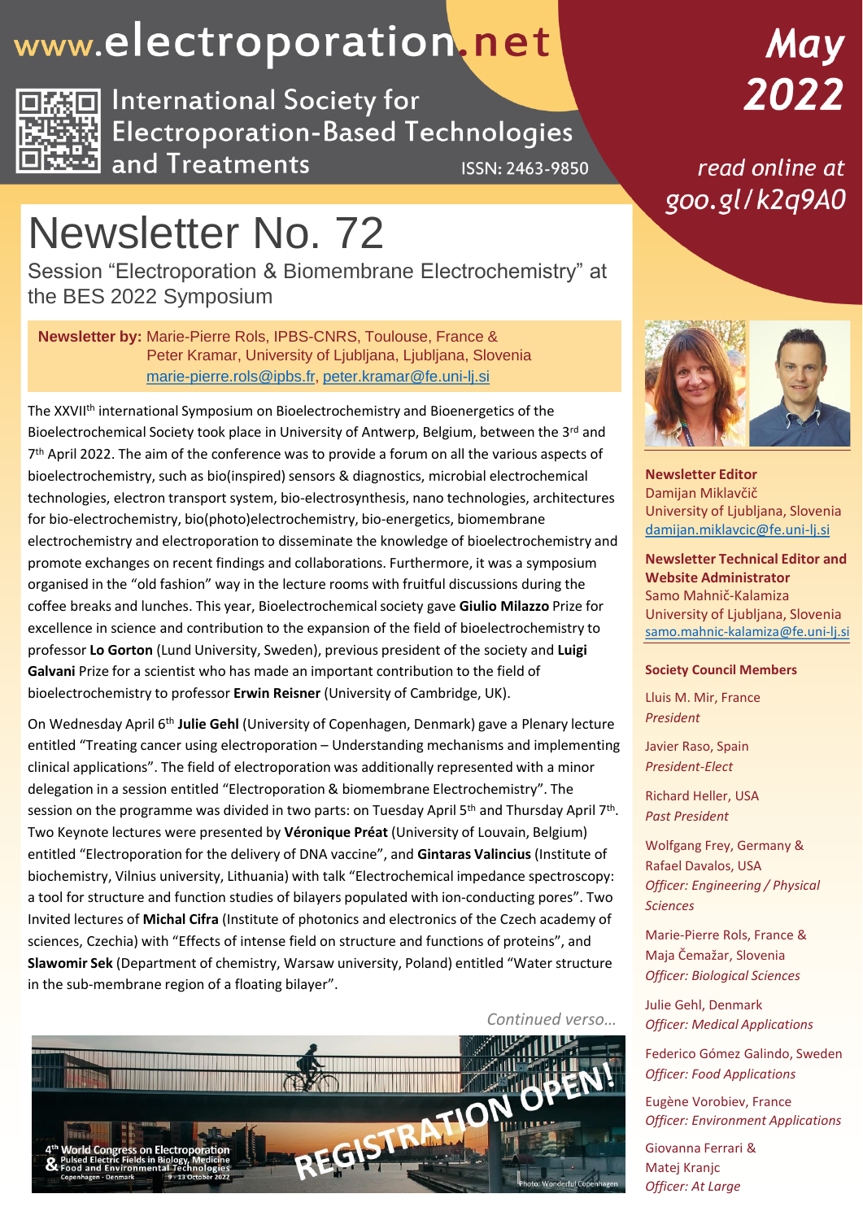# www.electroporation.net

International Society for Electroporation-Based Technologies and Treatments

ISSN: 2463-9850

**May 2022**

*read online at goo.gl/k2q9A0*

# Newsletter No. 72

## Session "Electroporation & Biomembrane Electrochemistry" at the BES 2022 Symposium

**Newsletter by:** Marie-Pierre Rols, IPBS-CNRS, Toulouse, France & Peter Kramar, University of Ljubljana, Ljubljana, Slovenia
marie-pierre.rols@ipbs.fr, peter.kramar@fe.uni-lj.si

The XXVII[th] international Symposium on Bioelectrochemistry and Bioenergetics of the Bioelectrochemical Society took place in University of Antwerp, Belgium, between the 3[rd] and 7[th] April 2022. The aim of the conference was to provide a forum on all the various aspects of bioelectrochemistry, such as bio(inspired) sensors & diagnostics, microbial electrochemical technologies, electron transport system, bio-electrosynthesis, nano technologies, architectures for bio-electrochemistry, bio(photo)electrochemistry, bio-energetics, biomembrane electrochemistry and electroporation to disseminate the knowledge of bioelectrochemistry and promote exchanges on recent findings and collaborations. Furthermore, it was a symposium organised in the "old fashion" way in the lecture rooms with fruitful discussions during the coffee breaks and lunches. This year, Bioelectrochemical society gave **Giulio Milazzo** Prize for excellence in science and contribution to the expansion of the field of bioelectrochemistry to professor **Lo Gorton** (Lund University, Sweden), previous president of the society and **Luigi Galvani** Prize for a scientist who has made an important contribution to the field of bioelectrochemistry to professor **Erwin Reisner** (University of Cambridge, UK).

On Wednesday April 6[th] **Julie Gehl** (University of Copenhagen, Denmark) gave a Plenary lecture entitled "Treating cancer using electroporation – Understanding mechanisms and implementing clinical applications". The field of electroporation was additionally represented with a minor delegation in a session entitled "Electroporation & biomembrane Electrochemistry". The session on the programme was divided in two parts: on Tuesday April 5[th] and Thursday April 7[th]. Two Keynote lectures were presented by **Véronique Préat** (University of Louvain, Belgium) entitled "Electroporation for the delivery of DNA vaccine", and **Gintaras Valincius** (Institute of biochemistry, Vilnius university, Lithuania) with talk "Electrochemical impedance spectroscopy: a tool for structure and function studies of bilayers populated with ion-conducting pores". Two Invited lectures of **Michal Cifra** (Institute of photonics and electronics of the Czech academy of sciences, Czechia) with "Effects of intense field on structure and functions of proteins", and **Slawomir Sek** (Department of chemistry, Warsaw university, Poland) entitled "Water structure in the sub-membrane region of a floating bilayer".

*Continued verso…*

4[th] World Congress on Electroporation & Pulsed Electric Fields in Biology, Medicine, Food and Environmental Technologies — Copenhagen - Denmark, 9 - 13 October 2022 — REGISTRATION OPEN!

Photo: Wonderful Copenhagen

**Newsletter Editor**
Damijan Miklavčič
University of Ljubljana, Slovenia
damijan.miklavcic@fe.uni-lj.si

**Newsletter Technical Editor and Website Administrator**
Samo Mahnič-Kalamiza
University of Ljubljana, Slovenia
samo.mahnic-kalamiza@fe.uni-lj.si

**Society Council Members**

Lluis M. Mir, France
*President*

Javier Raso, Spain
*President-Elect*

Richard Heller, USA
*Past President*

Wolfgang Frey, Germany & Rafael Davalos, USA
*Officer: Engineering / Physical Sciences*

Marie-Pierre Rols, France & Maja Čemažar, Slovenia
*Officer: Biological Sciences*

Julie Gehl, Denmark
*Officer: Medical Applications*

Federico Gómez Galindo, Sweden
*Officer: Food Applications*

Eugène Vorobiev, France
*Officer: Environment Applications*

Giovanna Ferrari & Matej Kranjc
*Officer: At Large*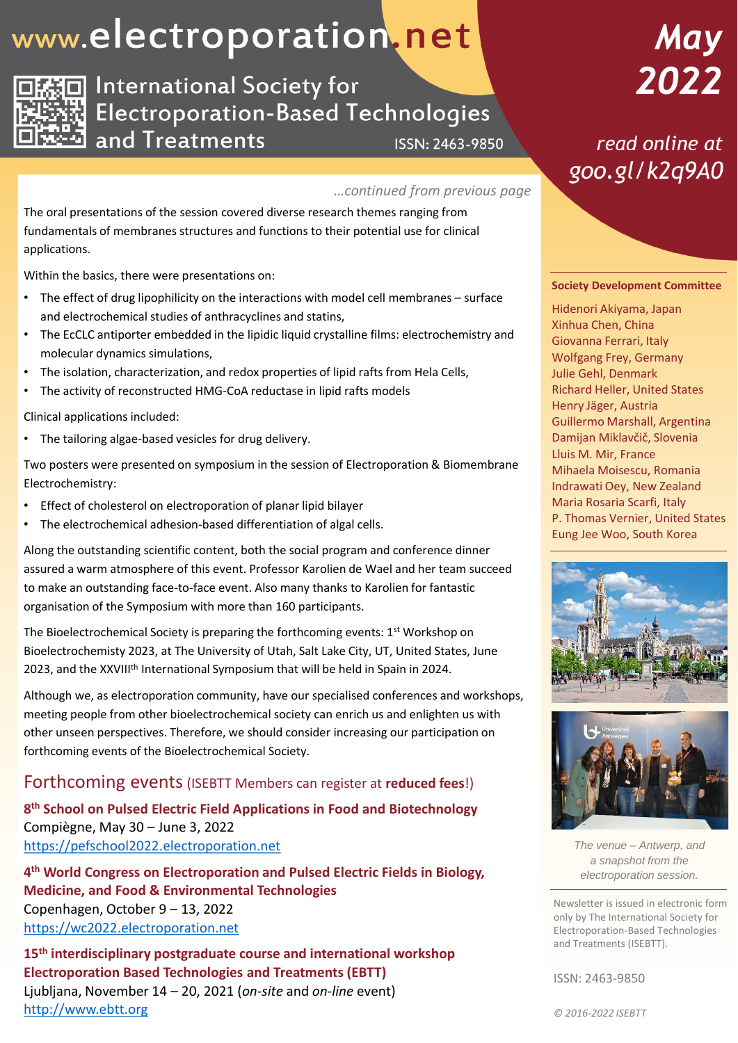*...continued from previous page*

The oral presentations of the session covered diverse research themes ranging from fundamentals of membranes structures and functions to their potential use for clinical applications.

Within the basics, there were presentations on:

- The effect of drug lipophilicity on the interactions with model cell membranes – surface and electrochemical studies of anthracyclines and statins,
- The EcCLC antiporter embedded in the lipidic liquid crystalline films: electrochemistry and molecular dynamics simulations,
- The isolation, characterization, and redox properties of lipid rafts from Hela Cells,
- The activity of reconstructed HMG-CoA reductase in lipid rafts models

Clinical applications included:

- The tailoring algae-based vesicles for drug delivery.

Two posters were presented on symposium in the session of Electroporation & Biomembrane Electrochemistry:

- Effect of cholesterol on electroporation of planar lipid bilayer
- The electrochemical adhesion-based differentiation of algal cells.

Along the outstanding scientific content, both the social program and conference dinner assured a warm atmosphere of this event. Professor Karolien de Wael and her team succeed to make an outstanding face-to-face event. Also many thanks to Karolien for fantastic organisation of the Symposium with more than 160 participants.

The Bioelectrochemical Society is preparing the forthcoming events: 1st Workshop on Bioelectrochemisty 2023, at The University of Utah, Salt Lake City, UT, United States, June 2023, and the XXVIIIth International Symposium that will be held in Spain in 2024.

Although we, as electroporation community, have our specialised conferences and workshops, meeting people from other bioelectrochemical society can enrich us and enlighten us with other unseen perspectives. Therefore, we should consider increasing our participation on forthcoming events of the Bioelectrochemical Society.

## Forthcoming events (ISEBTT Members can register at **reduced fees**!)

**8th School on Pulsed Electric Field Applications in Food and Biotechnology**
Compiègne, May 30 – June 3, 2022
https://pefschool2022.electroporation.net

**4th World Congress on Electroporation and Pulsed Electric Fields in Biology, Medicine, and Food & Environmental Technologies**
Copenhagen, October 9 – 13, 2022
https://wc2022.electroporation.net

**15th interdisciplinary postgraduate course and international workshop Electroporation Based Technologies and Treatments (EBTT)**
Ljubljana, November 14 – 20, 2021 (*on-site* and *on-line* event)
http://www.ebtt.org

**Society Development Committee**

Hidenori Akiyama, Japan
Xinhua Chen, China
Giovanna Ferrari, Italy
Wolfgang Frey, Germany
Julie Gehl, Denmark
Richard Heller, United States
Henry Jäger, Austria
Guillermo Marshall, Argentina
Damijan Miklavčič, Slovenia
Lluis M. Mir, France
Mihaela Moisescu, Romania
Indrawati Oey, New Zealand
Maria Rosaria Scarfi, Italy
P. Thomas Vernier, United States
Eung Jee Woo, South Korea

*The venue – Antwerp, and a snapshot from the electroporation session.*

Newsletter is issued in electronic form only by The International Society for Electroporation-Based Technologies and Treatments (ISEBTT).

ISSN: 2463-9850

*© 2016-2022 ISEBTT*